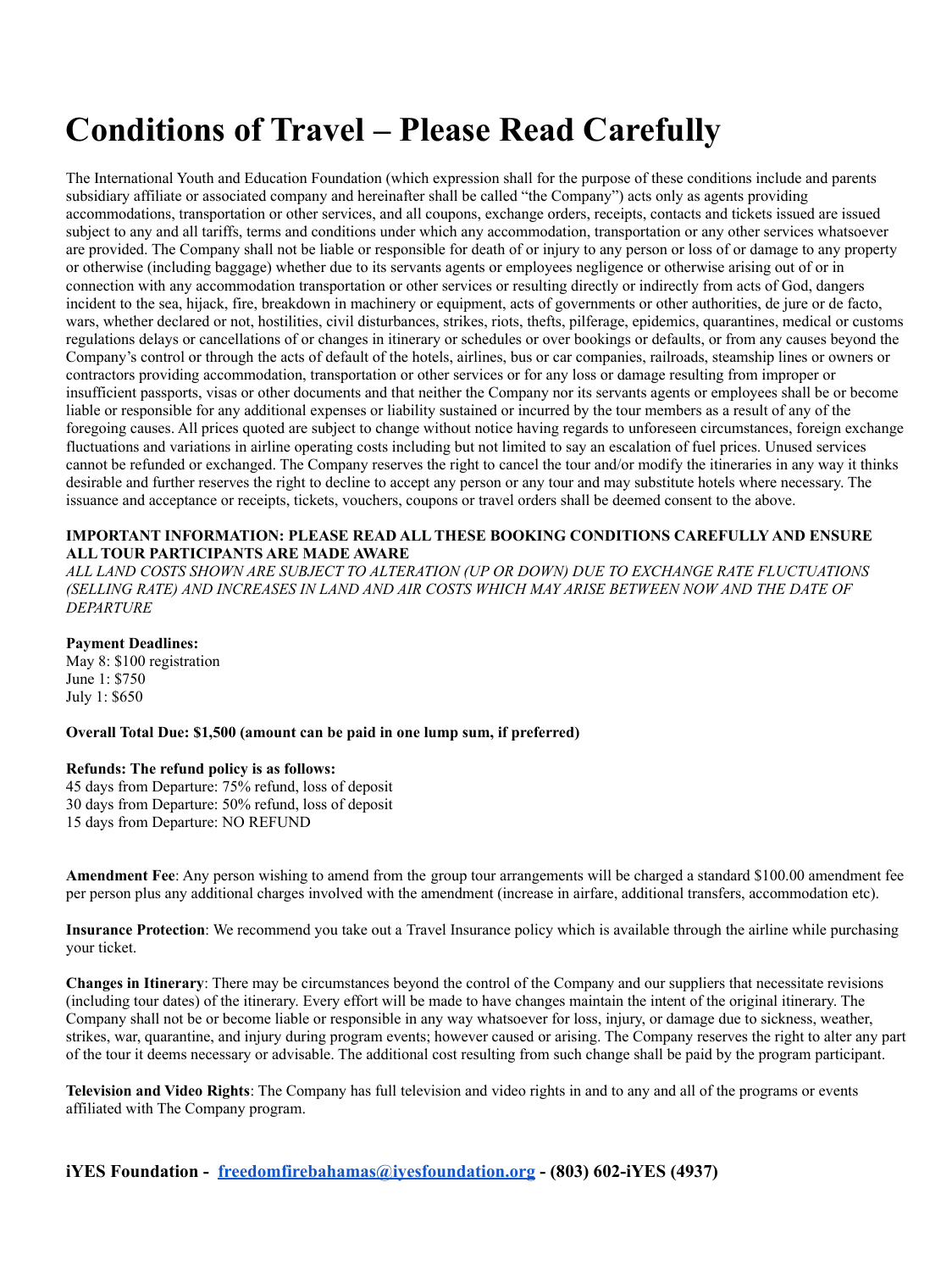# Conditions of Travel – Please Read Carefully

The International Youth and Education Foundation (which expression shall for the purpose of these conditions include and parents subsidiary affiliate or associated company and hereinafter shall be called "the Company") acts only as agents providing accommodations, transportation or other services, and all coupons, exchange orders, receipts, contacts and tickets issued are issued subject to any and all tariffs, terms and conditions under which any accommodation, transportation or any other services whatsoever are provided. The Company shall not be liable or responsible for death of or injury to any person or loss of or damage to any property or otherwise (including baggage) whether due to its servants agents or employees negligence or otherwise arising out of or in connection with any accommodation transportation or other services or resulting directly or indirectly from acts of God, dangers incident to the sea, hijack, fire, breakdown in machinery or equipment, acts of governments or other authorities, de jure or de facto, wars, whether declared or not, hostilities, civil disturbances, strikes, riots, thefts, pilferage, epidemics, quarantines, medical or customs regulations delays or cancellations of or changes in itinerary or schedules or over bookings or defaults, or from any causes beyond the Company's control or through the acts of default of the hotels, airlines, bus or car companies, railroads, steamship lines or owners or contractors providing accommodation, transportation or other services or for any loss or damage resulting from improper or insufficient passports, visas or other documents and that neither the Company nor its servants agents or employees shall be or become liable or responsible for any additional expenses or liability sustained or incurred by the tour members as a result of any of the foregoing causes. All prices quoted are subject to change without notice having regards to unforeseen circumstances, foreign exchange fluctuations and variations in airline operating costs including but not limited to say an escalation of fuel prices. Unused services cannot be refunded or exchanged. The Company reserves the right to cancel the tour and/or modify the itineraries in any way it thinks desirable and further reserves the right to decline to accept any person or any tour and may substitute hotels where necessary. The issuance and acceptance or receipts, tickets, vouchers, coupons or travel orders shall be deemed consent to the above.

**IMPORTANT INFORMATION: PLEASE READ ALL THESE BOOKING CONDITIONS CAREFULLY AND ENSURE ALL TOUR PARTICIPANTS ARE MADE AWARE**
*ALL LAND COSTS SHOWN ARE SUBJECT TO ALTERATION (UP OR DOWN) DUE TO EXCHANGE RATE FLUCTUATIONS (SELLING RATE) AND INCREASES IN LAND AND AIR COSTS WHICH MAY ARISE BETWEEN NOW AND THE DATE OF DEPARTURE*

**Payment Deadlines:**
May 8: $100 registration
June 1: $750
July 1: $650

**Overall Total Due: $1,500 (amount can be paid in one lump sum, if preferred)**

**Refunds: The refund policy is as follows:**
45 days from Departure: 75% refund, loss of deposit
30 days from Departure: 50% refund, loss of deposit
15 days from Departure: NO REFUND

**Amendment Fee**: Any person wishing to amend from the group tour arrangements will be charged a standard $100.00 amendment fee per person plus any additional charges involved with the amendment (increase in airfare, additional transfers, accommodation etc).

**Insurance Protection**: We recommend you take out a Travel Insurance policy which is available through the airline while purchasing your ticket.

**Changes in Itinerary**: There may be circumstances beyond the control of the Company and our suppliers that necessitate revisions (including tour dates) of the itinerary. Every effort will be made to have changes maintain the intent of the original itinerary. The Company shall not be or become liable or responsible in any way whatsoever for loss, injury, or damage due to sickness, weather, strikes, war, quarantine, and injury during program events; however caused or arising. The Company reserves the right to alter any part of the tour it deems necessary or advisable. The additional cost resulting from such change shall be paid by the program participant.

**Television and Video Rights**: The Company has full television and video rights in and to any and all of the programs or events affiliated with The Company program.

**iYES Foundation - freedomfirebahamas@iyesfoundation.org - (803) 602-iYES (4937)**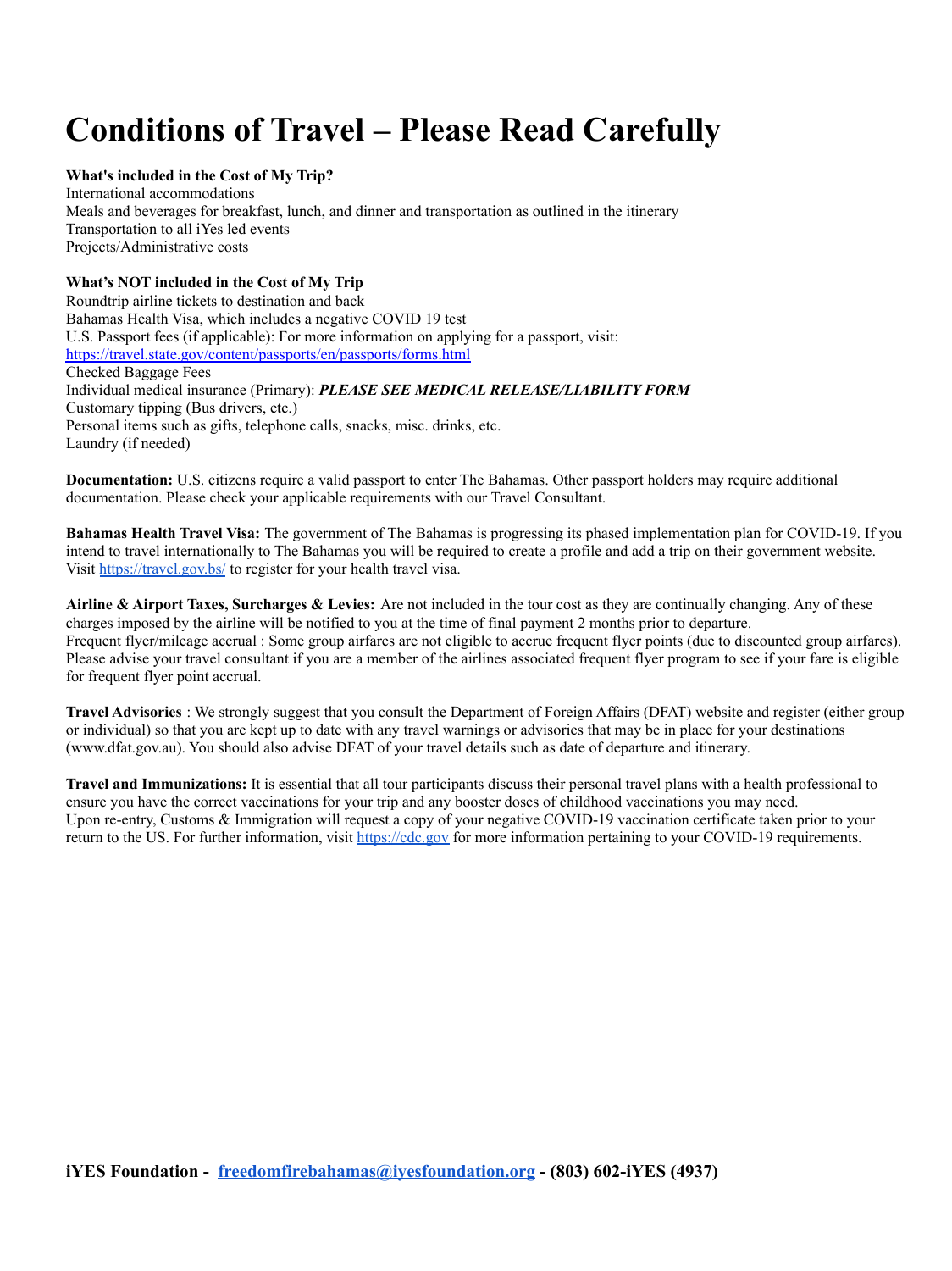# Conditions of Travel – Please Read Carefully

**What's included in the Cost of My Trip?**
International accommodations
Meals and beverages for breakfast, lunch, and dinner and transportation as outlined in the itinerary
Transportation to all iYes led events
Projects/Administrative costs

**What's NOT included in the Cost of My Trip**
Roundtrip airline tickets to destination and back
Bahamas Health Visa, which includes a negative COVID 19 test
U.S. Passport fees (if applicable): For more information on applying for a passport, visit: https://travel.state.gov/content/passports/en/passports/forms.html
Checked Baggage Fees
Individual medical insurance (Primary): ***PLEASE SEE MEDICAL RELEASE/LIABILITY FORM***
Customary tipping (Bus drivers, etc.)
Personal items such as gifts, telephone calls, snacks, misc. drinks, etc.
Laundry (if needed)

**Documentation:** U.S. citizens require a valid passport to enter The Bahamas. Other passport holders may require additional documentation. Please check your applicable requirements with our Travel Consultant.

**Bahamas Health Travel Visa:** The government of The Bahamas is progressing its phased implementation plan for COVID-19. If you intend to travel internationally to The Bahamas you will be required to create a profile and add a trip on their government website. Visit https://travel.gov.bs/ to register for your health travel visa.

**Airline & Airport Taxes, Surcharges & Levies:** Are not included in the tour cost as they are continually changing. Any of these charges imposed by the airline will be notified to you at the time of final payment 2 months prior to departure.
Frequent flyer/mileage accrual : Some group airfares are not eligible to accrue frequent flyer points (due to discounted group airfares). Please advise your travel consultant if you are a member of the airlines associated frequent flyer program to see if your fare is eligible for frequent flyer point accrual.

**Travel Advisories** : We strongly suggest that you consult the Department of Foreign Affairs (DFAT) website and register (either group or individual) so that you are kept up to date with any travel warnings or advisories that may be in place for your destinations (www.dfat.gov.au). You should also advise DFAT of your travel details such as date of departure and itinerary.

**Travel and Immunizations:** It is essential that all tour participants discuss their personal travel plans with a health professional to ensure you have the correct vaccinations for your trip and any booster doses of childhood vaccinations you may need.
Upon re-entry, Customs & Immigration will request a copy of your negative COVID-19 vaccination certificate taken prior to your return to the US. For further information, visit https://cdc.gov for more information pertaining to your COVID-19 requirements.

**iYES Foundation - freedomfirebahamas@iyesfoundation.org - (803) 602-iYES (4937)**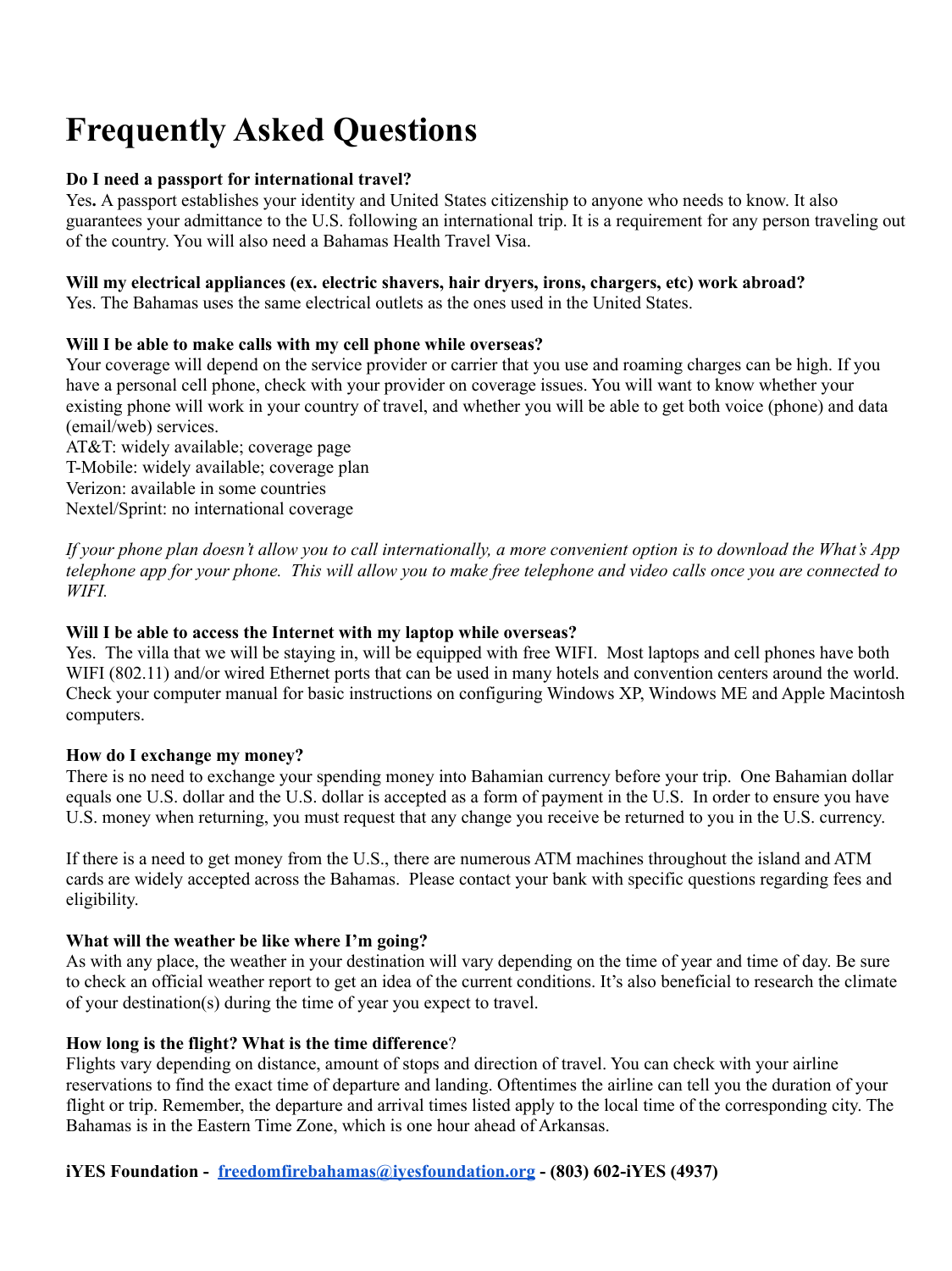# Frequently Asked Questions

**Do I need a passport for international travel?**
Yes**.** A passport establishes your identity and United States citizenship to anyone who needs to know. It also guarantees your admittance to the U.S. following an international trip. It is a requirement for any person traveling out of the country. You will also need a Bahamas Health Travel Visa.

**Will my electrical appliances (ex. electric shavers, hair dryers, irons, chargers, etc) work abroad?**
Yes. The Bahamas uses the same electrical outlets as the ones used in the United States.

**Will I be able to make calls with my cell phone while overseas?**
Your coverage will depend on the service provider or carrier that you use and roaming charges can be high. If you have a personal cell phone, check with your provider on coverage issues. You will want to know whether your existing phone will work in your country of travel, and whether you will be able to get both voice (phone) and data (email/web) services.
AT&T: widely available; coverage page
T-Mobile: widely available; coverage plan
Verizon: available in some countries
Nextel/Sprint: no international coverage

*If your phone plan doesn't allow you to call internationally, a more convenient option is to download the What's App telephone app for your phone. This will allow you to make free telephone and video calls once you are connected to WIFI.*

**Will I be able to access the Internet with my laptop while overseas?**
Yes. The villa that we will be staying in, will be equipped with free WIFI. Most laptops and cell phones have both WIFI (802.11) and/or wired Ethernet ports that can be used in many hotels and convention centers around the world. Check your computer manual for basic instructions on configuring Windows XP, Windows ME and Apple Macintosh computers.

**How do I exchange my money?**
There is no need to exchange your spending money into Bahamian currency before your trip. One Bahamian dollar equals one U.S. dollar and the U.S. dollar is accepted as a form of payment in the U.S. In order to ensure you have U.S. money when returning, you must request that any change you receive be returned to you in the U.S. currency.

If there is a need to get money from the U.S., there are numerous ATM machines throughout the island and ATM cards are widely accepted across the Bahamas. Please contact your bank with specific questions regarding fees and eligibility.

**What will the weather be like where I'm going?**
As with any place, the weather in your destination will vary depending on the time of year and time of day. Be sure to check an official weather report to get an idea of the current conditions. It's also beneficial to research the climate of your destination(s) during the time of year you expect to travel.

**How long is the flight? What is the time difference**?
Flights vary depending on distance, amount of stops and direction of travel. You can check with your airline reservations to find the exact time of departure and landing. Oftentimes the airline can tell you the duration of your flight or trip. Remember, the departure and arrival times listed apply to the local time of the corresponding city. The Bahamas is in the Eastern Time Zone, which is one hour ahead of Arkansas.

**iYES Foundation - [freedomfirebahamas@iyesfoundation.org](mailto:freedomfirebahamas@iyesfoundation.org) - (803) 602-iYES (4937)**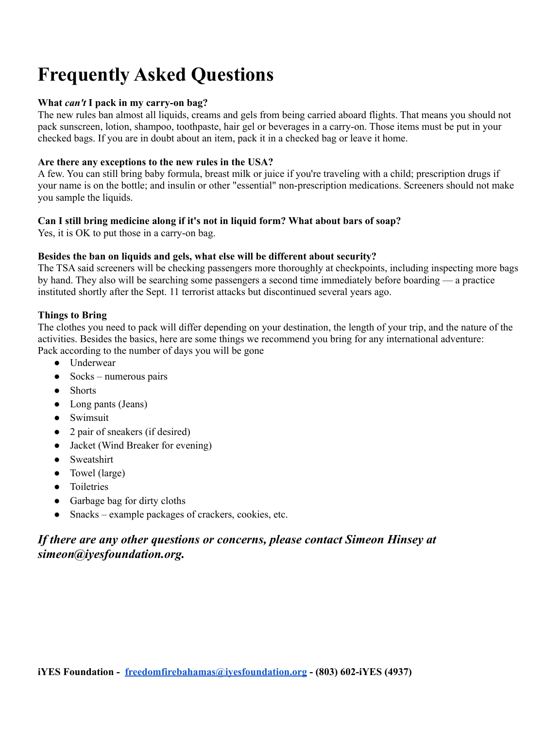# Frequently Asked Questions

**What *can't* I pack in my carry-on bag?**
The new rules ban almost all liquids, creams and gels from being carried aboard flights. That means you should not pack sunscreen, lotion, shampoo, toothpaste, hair gel or beverages in a carry-on. Those items must be put in your checked bags. If you are in doubt about an item, pack it in a checked bag or leave it home.

**Are there any exceptions to the new rules in the USA?**
A few. You can still bring baby formula, breast milk or juice if you're traveling with a child; prescription drugs if your name is on the bottle; and insulin or other "essential" non-prescription medications. Screeners should not make you sample the liquids.

**Can I still bring medicine along if it's not in liquid form? What about bars of soap?**
Yes, it is OK to put those in a carry-on bag.

**Besides the ban on liquids and gels, what else will be different about security?**
The TSA said screeners will be checking passengers more thoroughly at checkpoints, including inspecting more bags by hand. They also will be searching some passengers a second time immediately before boarding — a practice instituted shortly after the Sept. 11 terrorist attacks but discontinued several years ago.

**Things to Bring**
The clothes you need to pack will differ depending on your destination, the length of your trip, and the nature of the activities. Besides the basics, here are some things we recommend you bring for any international adventure:
Pack according to the number of days you will be gone

- Underwear
- Socks – numerous pairs
- Shorts
- Long pants (Jeans)
- Swimsuit
- 2 pair of sneakers (if desired)
- Jacket (Wind Breaker for evening)
- Sweatshirt
- Towel (large)
- Toiletries
- Garbage bag for dirty cloths
- Snacks – example packages of crackers, cookies, etc.

***If there are any other questions or concerns, please contact Simeon Hinsey at simeon@iyesfoundation.org.***

**iYES Foundation - freedomfirebahamas@iyesfoundation.org - (803) 602-iYES (4937)**